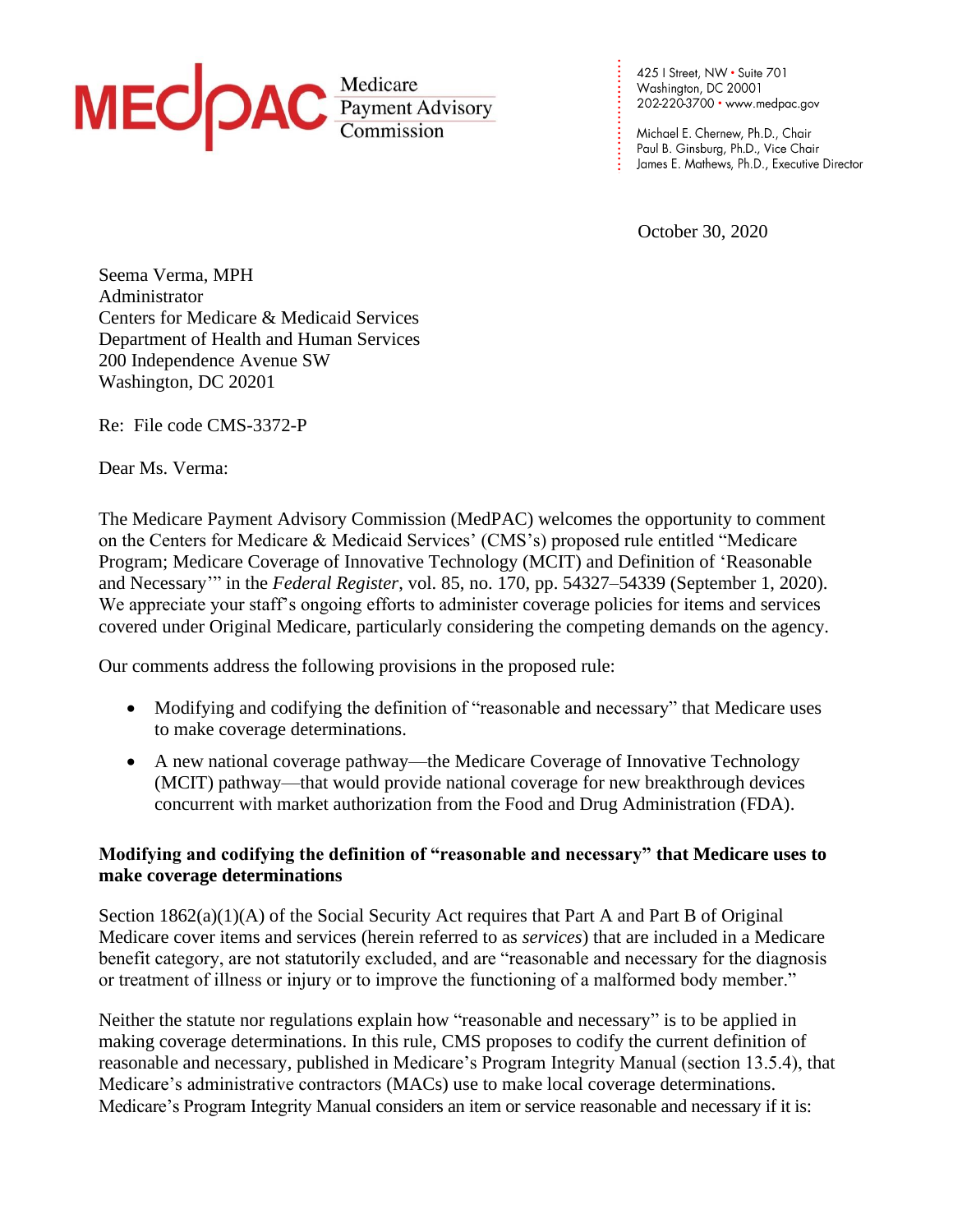**MEDPAC** Medicare Payment Advisory Commission

425 I Street, NW • Suite 701
Washington, DC 20001
202-220-3700 • www.medpac.gov

Michael E. Chernew, Ph.D., Chair
Paul B. Ginsburg, Ph.D., Vice Chair
James E. Mathews, Ph.D., Executive Director

October 30, 2020

Seema Verma, MPH
Administrator
Centers for Medicare & Medicaid Services
Department of Health and Human Services
200 Independence Avenue SW
Washington, DC 20201

Re: File code CMS-3372-P

Dear Ms. Verma:

The Medicare Payment Advisory Commission (MedPAC) welcomes the opportunity to comment on the Centers for Medicare & Medicaid Services' (CMS's) proposed rule entitled "Medicare Program; Medicare Coverage of Innovative Technology (MCIT) and Definition of 'Reasonable and Necessary'" in the *Federal Register*, vol. 85, no. 170, pp. 54327–54339 (September 1, 2020). We appreciate your staff's ongoing efforts to administer coverage policies for items and services covered under Original Medicare, particularly considering the competing demands on the agency.

Our comments address the following provisions in the proposed rule:

- Modifying and codifying the definition of "reasonable and necessary" that Medicare uses to make coverage determinations.
- A new national coverage pathway—the Medicare Coverage of Innovative Technology (MCIT) pathway—that would provide national coverage for new breakthrough devices concurrent with market authorization from the Food and Drug Administration (FDA).

**Modifying and codifying the definition of "reasonable and necessary" that Medicare uses to make coverage determinations**

Section 1862(a)(1)(A) of the Social Security Act requires that Part A and Part B of Original Medicare cover items and services (herein referred to as *services*) that are included in a Medicare benefit category, are not statutorily excluded, and are "reasonable and necessary for the diagnosis or treatment of illness or injury or to improve the functioning of a malformed body member."

Neither the statute nor regulations explain how "reasonable and necessary" is to be applied in making coverage determinations. In this rule, CMS proposes to codify the current definition of reasonable and necessary, published in Medicare's Program Integrity Manual (section 13.5.4), that Medicare's administrative contractors (MACs) use to make local coverage determinations. Medicare's Program Integrity Manual considers an item or service reasonable and necessary if it is: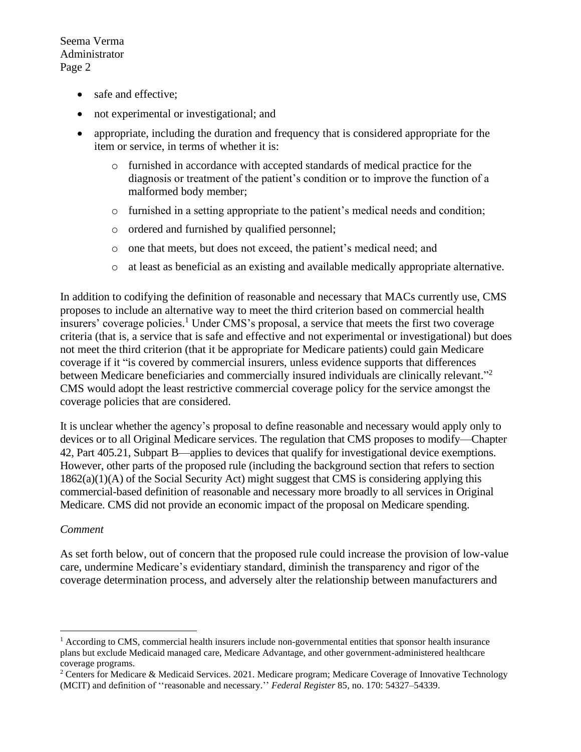- safe and effective;
- not experimental or investigational; and
- appropriate, including the duration and frequency that is considered appropriate for the item or service, in terms of whether it is:
  - furnished in accordance with accepted standards of medical practice for the diagnosis or treatment of the patient's condition or to improve the function of a malformed body member;
  - furnished in a setting appropriate to the patient's medical needs and condition;
  - ordered and furnished by qualified personnel;
  - one that meets, but does not exceed, the patient's medical need; and
  - at least as beneficial as an existing and available medically appropriate alternative.

In addition to codifying the definition of reasonable and necessary that MACs currently use, CMS proposes to include an alternative way to meet the third criterion based on commercial health insurers' coverage policies.[1] Under CMS's proposal, a service that meets the first two coverage criteria (that is, a service that is safe and effective and not experimental or investigational) but does not meet the third criterion (that it be appropriate for Medicare patients) could gain Medicare coverage if it "is covered by commercial insurers, unless evidence supports that differences between Medicare beneficiaries and commercially insured individuals are clinically relevant."[2] CMS would adopt the least restrictive commercial coverage policy for the service amongst the coverage policies that are considered.

It is unclear whether the agency's proposal to define reasonable and necessary would apply only to devices or to all Original Medicare services. The regulation that CMS proposes to modify—Chapter 42, Part 405.21, Subpart B—applies to devices that qualify for investigational device exemptions. However, other parts of the proposed rule (including the background section that refers to section 1862(a)(1)(A) of the Social Security Act) might suggest that CMS is considering applying this commercial-based definition of reasonable and necessary more broadly to all services in Original Medicare. CMS did not provide an economic impact of the proposal on Medicare spending.

*Comment*

As set forth below, out of concern that the proposed rule could increase the provision of low-value care, undermine Medicare's evidentiary standard, diminish the transparency and rigor of the coverage determination process, and adversely alter the relationship between manufacturers and

---

[1] According to CMS, commercial health insurers include non-governmental entities that sponsor health insurance plans but exclude Medicaid managed care, Medicare Advantage, and other government-administered healthcare coverage programs.

[2] Centers for Medicare & Medicaid Services. 2021. Medicare program; Medicare Coverage of Innovative Technology (MCIT) and definition of ''reasonable and necessary.'' *Federal Register* 85, no. 170: 54327–54339.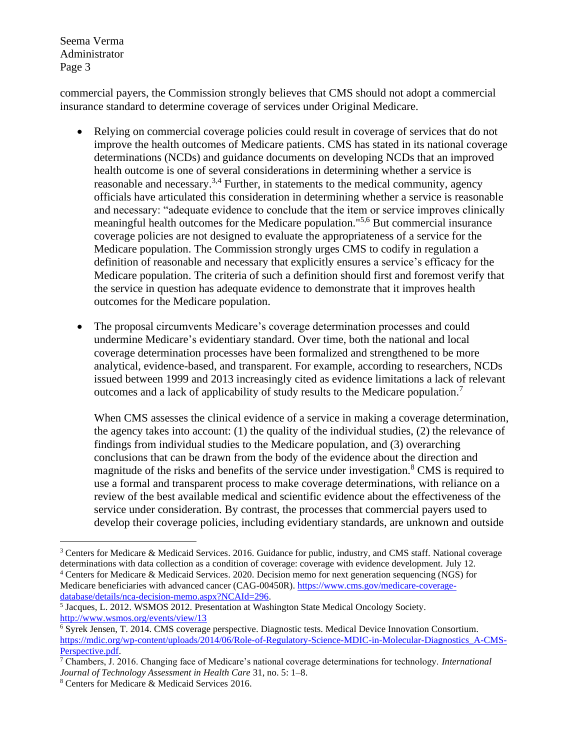commercial payers, the Commission strongly believes that CMS should not adopt a commercial insurance standard to determine coverage of services under Original Medicare.

- Relying on commercial coverage policies could result in coverage of services that do not improve the health outcomes of Medicare patients. CMS has stated in its national coverage determinations (NCDs) and guidance documents on developing NCDs that an improved health outcome is one of several considerations in determining whether a service is reasonable and necessary.[3,4] Further, in statements to the medical community, agency officials have articulated this consideration in determining whether a service is reasonable and necessary: "adequate evidence to conclude that the item or service improves clinically meaningful health outcomes for the Medicare population."[5,6] But commercial insurance coverage policies are not designed to evaluate the appropriateness of a service for the Medicare population. The Commission strongly urges CMS to codify in regulation a definition of reasonable and necessary that explicitly ensures a service's efficacy for the Medicare population. The criteria of such a definition should first and foremost verify that the service in question has adequate evidence to demonstrate that it improves health outcomes for the Medicare population.

- The proposal circumvents Medicare's coverage determination processes and could undermine Medicare's evidentiary standard. Over time, both the national and local coverage determination processes have been formalized and strengthened to be more analytical, evidence-based, and transparent. For example, according to researchers, NCDs issued between 1999 and 2013 increasingly cited as evidence limitations a lack of relevant outcomes and a lack of applicability of study results to the Medicare population.[7]

  When CMS assesses the clinical evidence of a service in making a coverage determination, the agency takes into account: (1) the quality of the individual studies, (2) the relevance of findings from individual studies to the Medicare population, and (3) overarching conclusions that can be drawn from the body of the evidence about the direction and magnitude of the risks and benefits of the service under investigation.[8] CMS is required to use a formal and transparent process to make coverage determinations, with reliance on a review of the best available medical and scientific evidence about the effectiveness of the service under consideration. By contrast, the processes that commercial payers used to develop their coverage policies, including evidentiary standards, are unknown and outside

---

[3] Centers for Medicare & Medicaid Services. 2016. Guidance for public, industry, and CMS staff. National coverage determinations with data collection as a condition of coverage: coverage with evidence development. July 12.

[4] Centers for Medicare & Medicaid Services. 2020. Decision memo for next generation sequencing (NGS) for Medicare beneficiaries with advanced cancer (CAG-00450R). https://www.cms.gov/medicare-coverage-database/details/nca-decision-memo.aspx?NCAId=296.

[5] Jacques, L. 2012. WSMOS 2012. Presentation at Washington State Medical Oncology Society. http://www.wsmos.org/events/view/13

[6] Syrek Jensen, T. 2014. CMS coverage perspective. Diagnostic tests. Medical Device Innovation Consortium. https://mdic.org/wp-content/uploads/2014/06/Role-of-Regulatory-Science-MDIC-in-Molecular-Diagnostics_A-CMS-Perspective.pdf.

[7] Chambers, J. 2016. Changing face of Medicare's national coverage determinations for technology. *International Journal of Technology Assessment in Health Care* 31, no. 5: 1–8.

[8] Centers for Medicare & Medicaid Services 2016.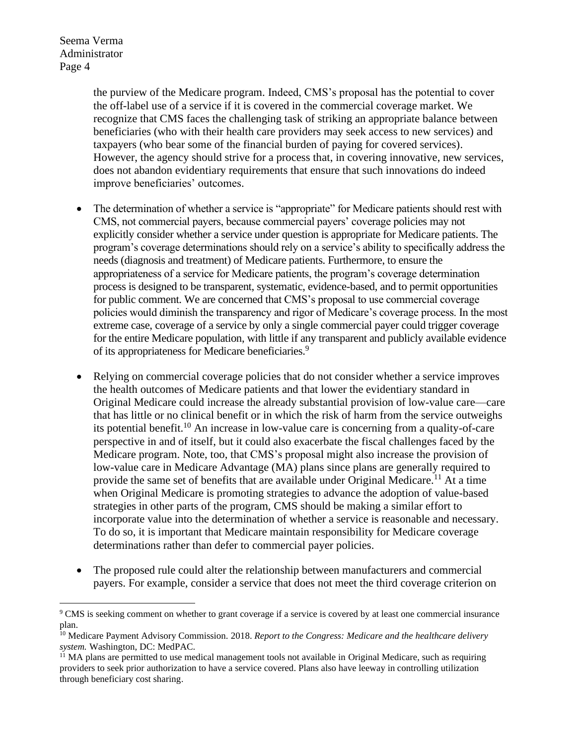the purview of the Medicare program. Indeed, CMS's proposal has the potential to cover the off-label use of a service if it is covered in the commercial coverage market. We recognize that CMS faces the challenging task of striking an appropriate balance between beneficiaries (who with their health care providers may seek access to new services) and taxpayers (who bear some of the financial burden of paying for covered services). However, the agency should strive for a process that, in covering innovative, new services, does not abandon evidentiary requirements that ensure that such innovations do indeed improve beneficiaries' outcomes.

- The determination of whether a service is "appropriate" for Medicare patients should rest with CMS, not commercial payers, because commercial payers' coverage policies may not explicitly consider whether a service under question is appropriate for Medicare patients. The program's coverage determinations should rely on a service's ability to specifically address the needs (diagnosis and treatment) of Medicare patients. Furthermore, to ensure the appropriateness of a service for Medicare patients, the program's coverage determination process is designed to be transparent, systematic, evidence-based, and to permit opportunities for public comment. We are concerned that CMS's proposal to use commercial coverage policies would diminish the transparency and rigor of Medicare's coverage process. In the most extreme case, coverage of a service by only a single commercial payer could trigger coverage for the entire Medicare population, with little if any transparent and publicly available evidence of its appropriateness for Medicare beneficiaries.[9]

- Relying on commercial coverage policies that do not consider whether a service improves the health outcomes of Medicare patients and that lower the evidentiary standard in Original Medicare could increase the already substantial provision of low-value care—care that has little or no clinical benefit or in which the risk of harm from the service outweighs its potential benefit.[10] An increase in low-value care is concerning from a quality-of-care perspective in and of itself, but it could also exacerbate the fiscal challenges faced by the Medicare program. Note, too, that CMS's proposal might also increase the provision of low-value care in Medicare Advantage (MA) plans since plans are generally required to provide the same set of benefits that are available under Original Medicare.[11] At a time when Original Medicare is promoting strategies to advance the adoption of value-based strategies in other parts of the program, CMS should be making a similar effort to incorporate value into the determination of whether a service is reasonable and necessary. To do so, it is important that Medicare maintain responsibility for Medicare coverage determinations rather than defer to commercial payer policies.

- The proposed rule could alter the relationship between manufacturers and commercial payers. For example, consider a service that does not meet the third coverage criterion on

---

[9] CMS is seeking comment on whether to grant coverage if a service is covered by at least one commercial insurance plan.

[10] Medicare Payment Advisory Commission. 2018. *Report to the Congress: Medicare and the healthcare delivery system.* Washington, DC: MedPAC.

[11] MA plans are permitted to use medical management tools not available in Original Medicare, such as requiring providers to seek prior authorization to have a service covered. Plans also have leeway in controlling utilization through beneficiary cost sharing.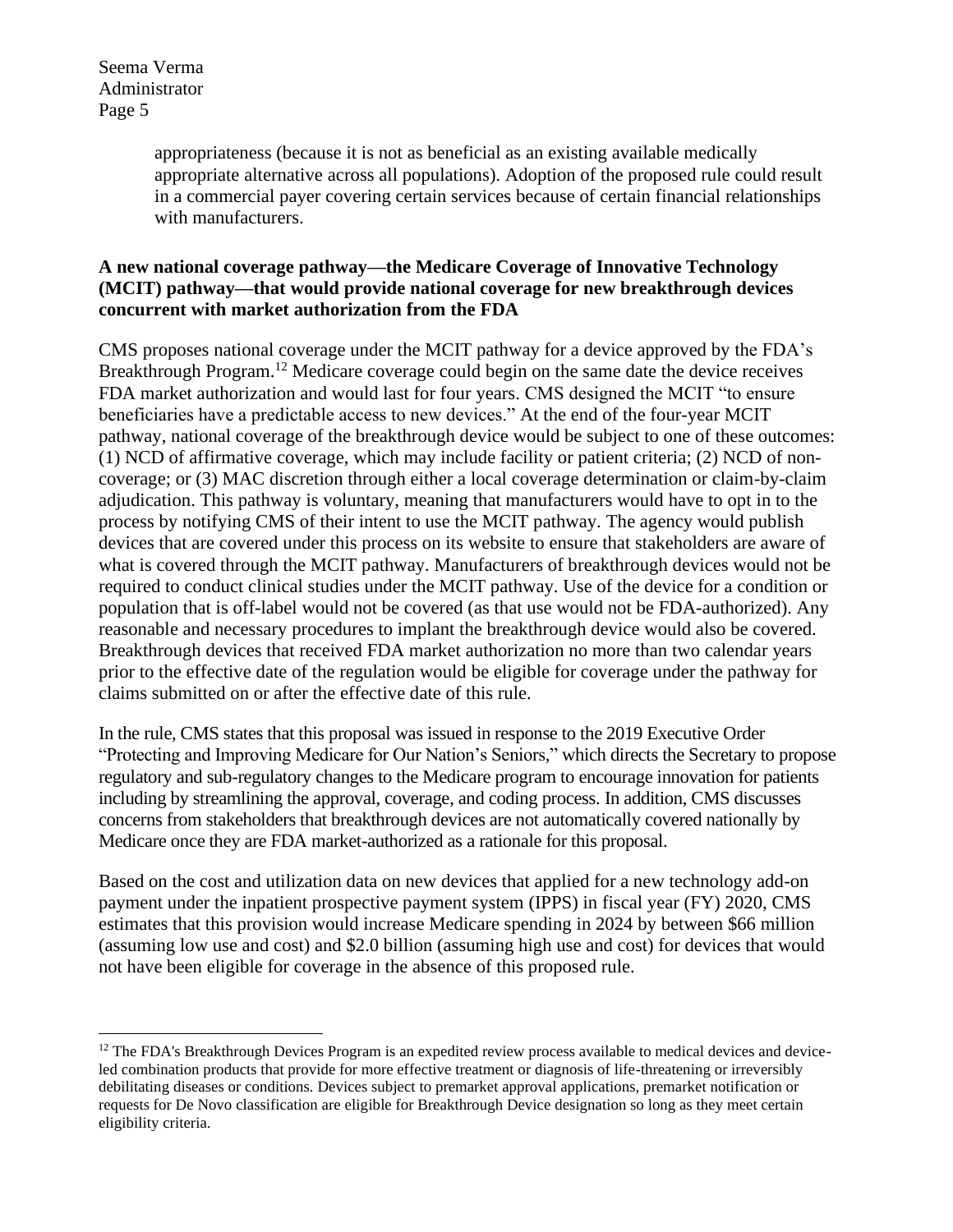appropriateness (because it is not as beneficial as an existing available medically appropriate alternative across all populations). Adoption of the proposed rule could result in a commercial payer covering certain services because of certain financial relationships with manufacturers.

**A new national coverage pathway—the Medicare Coverage of Innovative Technology (MCIT) pathway—that would provide national coverage for new breakthrough devices concurrent with market authorization from the FDA**

CMS proposes national coverage under the MCIT pathway for a device approved by the FDA's Breakthrough Program.[12] Medicare coverage could begin on the same date the device receives FDA market authorization and would last for four years. CMS designed the MCIT "to ensure beneficiaries have a predictable access to new devices." At the end of the four-year MCIT pathway, national coverage of the breakthrough device would be subject to one of these outcomes: (1) NCD of affirmative coverage, which may include facility or patient criteria; (2) NCD of non-coverage; or (3) MAC discretion through either a local coverage determination or claim-by-claim adjudication. This pathway is voluntary, meaning that manufacturers would have to opt in to the process by notifying CMS of their intent to use the MCIT pathway. The agency would publish devices that are covered under this process on its website to ensure that stakeholders are aware of what is covered through the MCIT pathway. Manufacturers of breakthrough devices would not be required to conduct clinical studies under the MCIT pathway. Use of the device for a condition or population that is off-label would not be covered (as that use would not be FDA-authorized). Any reasonable and necessary procedures to implant the breakthrough device would also be covered. Breakthrough devices that received FDA market authorization no more than two calendar years prior to the effective date of the regulation would be eligible for coverage under the pathway for claims submitted on or after the effective date of this rule.

In the rule, CMS states that this proposal was issued in response to the 2019 Executive Order "Protecting and Improving Medicare for Our Nation's Seniors," which directs the Secretary to propose regulatory and sub-regulatory changes to the Medicare program to encourage innovation for patients including by streamlining the approval, coverage, and coding process. In addition, CMS discusses concerns from stakeholders that breakthrough devices are not automatically covered nationally by Medicare once they are FDA market-authorized as a rationale for this proposal.

Based on the cost and utilization data on new devices that applied for a new technology add-on payment under the inpatient prospective payment system (IPPS) in fiscal year (FY) 2020, CMS estimates that this provision would increase Medicare spending in 2024 by between $66 million (assuming low use and cost) and $2.0 billion (assuming high use and cost) for devices that would not have been eligible for coverage in the absence of this proposed rule.

---

[12] The FDA's Breakthrough Devices Program is an expedited review process available to medical devices and device-led combination products that provide for more effective treatment or diagnosis of life-threatening or irreversibly debilitating diseases or conditions. Devices subject to premarket approval applications, premarket notification or requests for De Novo classification are eligible for Breakthrough Device designation so long as they meet certain eligibility criteria.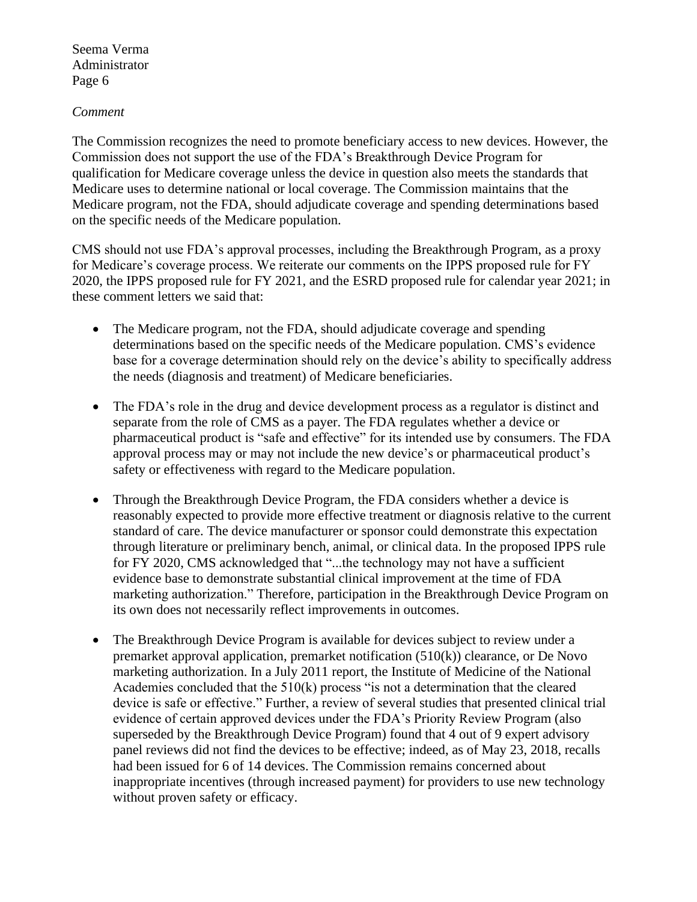*Comment*

The Commission recognizes the need to promote beneficiary access to new devices. However, the Commission does not support the use of the FDA's Breakthrough Device Program for qualification for Medicare coverage unless the device in question also meets the standards that Medicare uses to determine national or local coverage. The Commission maintains that the Medicare program, not the FDA, should adjudicate coverage and spending determinations based on the specific needs of the Medicare population.

CMS should not use FDA's approval processes, including the Breakthrough Program, as a proxy for Medicare's coverage process. We reiterate our comments on the IPPS proposed rule for FY 2020, the IPPS proposed rule for FY 2021, and the ESRD proposed rule for calendar year 2021; in these comment letters we said that:

- The Medicare program, not the FDA, should adjudicate coverage and spending determinations based on the specific needs of the Medicare population. CMS's evidence base for a coverage determination should rely on the device's ability to specifically address the needs (diagnosis and treatment) of Medicare beneficiaries.
- The FDA's role in the drug and device development process as a regulator is distinct and separate from the role of CMS as a payer. The FDA regulates whether a device or pharmaceutical product is "safe and effective" for its intended use by consumers. The FDA approval process may or may not include the new device's or pharmaceutical product's safety or effectiveness with regard to the Medicare population.
- Through the Breakthrough Device Program, the FDA considers whether a device is reasonably expected to provide more effective treatment or diagnosis relative to the current standard of care. The device manufacturer or sponsor could demonstrate this expectation through literature or preliminary bench, animal, or clinical data. In the proposed IPPS rule for FY 2020, CMS acknowledged that "...the technology may not have a sufficient evidence base to demonstrate substantial clinical improvement at the time of FDA marketing authorization." Therefore, participation in the Breakthrough Device Program on its own does not necessarily reflect improvements in outcomes.
- The Breakthrough Device Program is available for devices subject to review under a premarket approval application, premarket notification (510(k)) clearance, or De Novo marketing authorization. In a July 2011 report, the Institute of Medicine of the National Academies concluded that the 510(k) process "is not a determination that the cleared device is safe or effective." Further, a review of several studies that presented clinical trial evidence of certain approved devices under the FDA's Priority Review Program (also superseded by the Breakthrough Device Program) found that 4 out of 9 expert advisory panel reviews did not find the devices to be effective; indeed, as of May 23, 2018, recalls had been issued for 6 of 14 devices. The Commission remains concerned about inappropriate incentives (through increased payment) for providers to use new technology without proven safety or efficacy.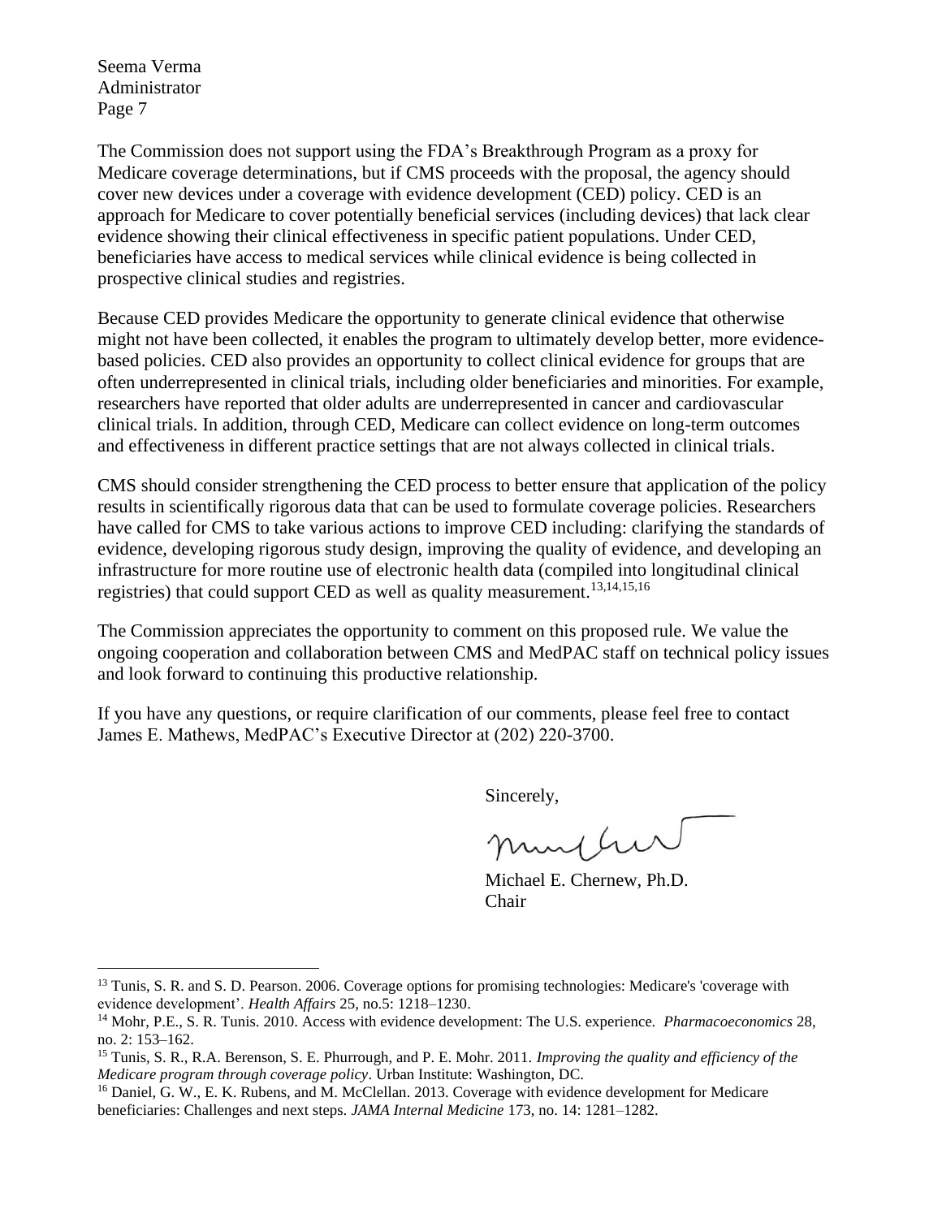Seema Verma
Administrator

The Commission does not support using the FDA's Breakthrough Program as a proxy for Medicare coverage determinations, but if CMS proceeds with the proposal, the agency should cover new devices under a coverage with evidence development (CED) policy. CED is an approach for Medicare to cover potentially beneficial services (including devices) that lack clear evidence showing their clinical effectiveness in specific patient populations. Under CED, beneficiaries have access to medical services while clinical evidence is being collected in prospective clinical studies and registries.

Because CED provides Medicare the opportunity to generate clinical evidence that otherwise might not have been collected, it enables the program to ultimately develop better, more evidence-based policies. CED also provides an opportunity to collect clinical evidence for groups that are often underrepresented in clinical trials, including older beneficiaries and minorities. For example, researchers have reported that older adults are underrepresented in cancer and cardiovascular clinical trials. In addition, through CED, Medicare can collect evidence on long-term outcomes and effectiveness in different practice settings that are not always collected in clinical trials.

CMS should consider strengthening the CED process to better ensure that application of the policy results in scientifically rigorous data that can be used to formulate coverage policies. Researchers have called for CMS to take various actions to improve CED including: clarifying the standards of evidence, developing rigorous study design, improving the quality of evidence, and developing an infrastructure for more routine use of electronic health data (compiled into longitudinal clinical registries) that could support CED as well as quality measurement.[13,14,15,16]

The Commission appreciates the opportunity to comment on this proposed rule. We value the ongoing cooperation and collaboration between CMS and MedPAC staff on technical policy issues and look forward to continuing this productive relationship.

If you have any questions, or require clarification of our comments, please feel free to contact James E. Mathews, MedPAC's Executive Director at (202) 220-3700.

Sincerely,

Michael E. Chernew, Ph.D.
Chair

---

[13] Tunis, S. R. and S. D. Pearson. 2006. Coverage options for promising technologies: Medicare's 'coverage with evidence development'. *Health Affairs* 25, no.5: 1218–1230.

[14] Mohr, P.E., S. R. Tunis. 2010. Access with evidence development: The U.S. experience. *Pharmacoeconomics* 28, no. 2: 153–162.

[15] Tunis, S. R., R.A. Berenson, S. E. Phurrough, and P. E. Mohr. 2011. *Improving the quality and efficiency of the Medicare program through coverage policy*. Urban Institute: Washington, DC.

[16] Daniel, G. W., E. K. Rubens, and M. McClellan. 2013. Coverage with evidence development for Medicare beneficiaries: Challenges and next steps. *JAMA Internal Medicine* 173, no. 14: 1281–1282.